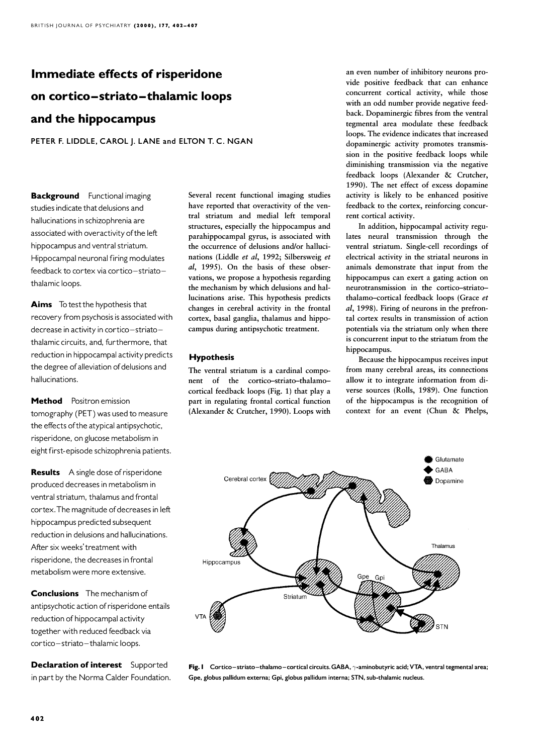# Immediate effects of risperidone on cortico–striato–thalamic loops and the hippocampus

PETER F. LIDDLE, CAROL J. LANE and ELTON T. C. NGAN

**Background** Functional imaging studies indicate that delusions and hallucinations in schizophrenia are associated with overactivity of the left hippocampus and ventral striatum. Hippocampal neuronal firing modulates feedback to cortex via cortico–striato–thalamic loops.

**Aims** To test the hypothesis that recovery from psychosis is associated with decrease in activity in cortico–striato–thalamic circuits, and, furthermore, that reduction in hippocampal activity predicts the degree of alleviation of delusions and hallucinations.

**Method** Positron emission tomography (PET) was used to measure the effects of the atypical antipsychotic, risperidone, on glucose metabolism in eight first-episode schizophrenia patients.

**Results** A single dose of risperidone produced decreases in metabolism in ventral striatum, thalamus and frontal cortex. The magnitude of decreases in left hippocampus predicted subsequent reduction in delusions and hallucinations. After six weeks' treatment with risperidone, the decreases in frontal metabolism were more extensive.

**Conclusions** The mechanism of antipsychotic action of risperidone entails reduction of hippocampal activity together with reduced feedback via cortico–striato–thalamic loops.

**Declaration of interest** Supported in part by the Norma Calder Foundation.

Several recent functional imaging studies have reported that overactivity of the ventral striatum and medial left temporal structures, especially the hippocampus and parahippocampal gyrus, is associated with the occurrence of delusions and/or hallucinations (Liddle *et al*, 1992; Silbersweig *et al*, 1995). On the basis of these observations, we propose a hypothesis regarding the mechanism by which delusions and hallucinations arise. This hypothesis predicts changes in cerebral activity in the frontal cortex, basal ganglia, thalamus and hippocampus during antipsychotic treatment.

## Hypothesis

The ventral striatum is a cardinal component of the cortico–striato–thalamo–cortical feedback loops (Fig. 1) that play a part in regulating frontal cortical function (Alexander & Crutcher, 1990). Loops with an even number of inhibitory neurons provide positive feedback that can enhance concurrent cortical activity, while those with an odd number provide negative feedback. Dopaminergic fibres from the ventral tegmental area modulate these feedback loops. The evidence indicates that increased dopaminergic activity promotes transmission in the positive feedback loops while diminishing transmission via the negative feedback loops (Alexander & Crutcher, 1990). The net effect of excess dopamine activity is likely to be enhanced positive feedback to the cortex, reinforcing concurrent cortical activity.

In addition, hippocampal activity regulates neural transmission through the ventral striatum. Single-cell recordings of electrical activity in the striatal neurons in animals demonstrate that input from the hippocampus can exert a gating action on neurotransmission in the cortico–striato–thalamo–cortical feedback loops (Grace *et al*, 1998). Firing of neurons in the prefrontal cortex results in transmission of action potentials via the striatum only when there is concurrent input to the striatum from the hippocampus.

Because the hippocampus receives input from many cerebral areas, its connections allow it to integrate information from diverse sources (Rolls, 1989). One function of the hippocampus is the recognition of context for an event (Chun & Phelps,

**Fig. 1** Cortico–striato–thalamo–cortical circuits. GABA, γ-aminobutyric acid; VTA, ventral tegmental area; Gpe, globus pallidum externa; Gpi, globus pallidum interna; STN, sub-thalamic nucleus.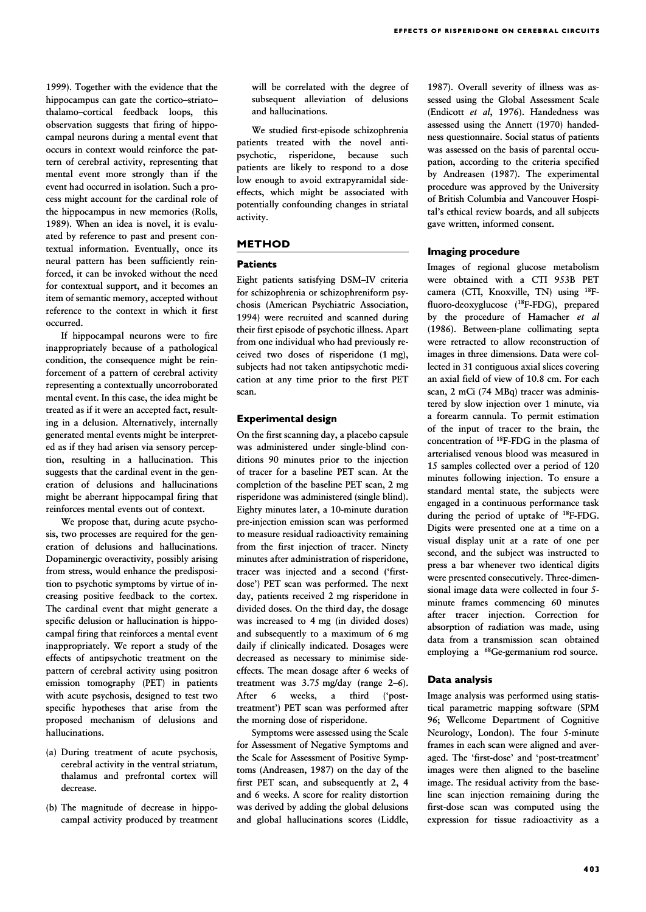1999). Together with the evidence that the hippocampus can gate the cortico–striato–thalamo–cortical feedback loops, this observation suggests that firing of hippocampal neurons during a mental event that occurs in context would reinforce the pattern of cerebral activity, representing that mental event more strongly than if the event had occurred in isolation. Such a process might account for the cardinal role of the hippocampus in new memories (Rolls, 1989). When an idea is novel, it is evaluated by reference to past and present contextual information. Eventually, once its neural pattern has been sufficiently reinforced, it can be invoked without the need for contextual support, and it becomes an item of semantic memory, accepted without reference to the context in which it first occurred.

If hippocampal neurons were to fire inappropriately because of a pathological condition, the consequence might be reinforcement of a pattern of cerebral activity representing a contextually uncorroborated mental event. In this case, the idea might be treated as if it were an accepted fact, resulting in a delusion. Alternatively, internally generated mental events might be interpreted as if they had arisen via sensory perception, resulting in a hallucination. This suggests that the cardinal event in the generation of delusions and hallucinations might be aberrant hippocampal firing that reinforces mental events out of context.

We propose that, during acute psychosis, two processes are required for the generation of delusions and hallucinations. Dopaminergic overactivity, possibly arising from stress, would enhance the predisposition to psychotic symptoms by virtue of increasing positive feedback to the cortex. The cardinal event that might generate a specific delusion or hallucination is hippocampal firing that reinforces a mental event inappropriately. We report a study of the effects of antipsychotic treatment on the pattern of cerebral activity using positron emission tomography (PET) in patients with acute psychosis, designed to test two specific hypotheses that arise from the proposed mechanism of delusions and hallucinations.

(a) During treatment of acute psychosis, cerebral activity in the ventral striatum, thalamus and prefrontal cortex will decrease.

(b) The magnitude of decrease in hippocampal activity produced by treatment will be correlated with the degree of subsequent alleviation of delusions and hallucinations.

We studied first-episode schizophrenia patients treated with the novel antipsychotic, risperidone, because such patients are likely to respond to a dose low enough to avoid extrapyramidal side-effects, which might be associated with potentially confounding changes in striatal activity.

## METHOD

### Patients

Eight patients satisfying DSM–IV criteria for schizophrenia or schizophreniform psychosis (American Psychiatric Association, 1994) were recruited and scanned during their first episode of psychotic illness. Apart from one individual who had previously received two doses of risperidone (1 mg), subjects had not taken antipsychotic medication at any time prior to the first PET scan.

### Experimental design

On the first scanning day, a placebo capsule was administered under single-blind conditions 90 minutes prior to the injection of tracer for a baseline PET scan. At the completion of the baseline PET scan, 2 mg risperidone was administered (single blind). Eighty minutes later, a 10-minute duration pre-injection emission scan was performed to measure residual radioactivity remaining from the first injection of tracer. Ninety minutes after administration of risperidone, tracer was injected and a second ('first-dose') PET scan was performed. The next day, patients received 2 mg risperidone in divided doses. On the third day, the dosage was increased to 4 mg (in divided doses) and subsequently to a maximum of 6 mg daily if clinically indicated. Dosages were decreased as necessary to minimise side-effects. The mean dosage after 6 weeks of treatment was 3.75 mg/day (range 2–6). After 6 weeks, a third ('post-treatment') PET scan was performed after the morning dose of risperidone.

Symptoms were assessed using the Scale for Assessment of Negative Symptoms and the Scale for Assessment of Positive Symptoms (Andreasen, 1987) on the day of the first PET scan, and subsequently at 2, 4 and 6 weeks. A score for reality distortion was derived by adding the global delusions and global hallucinations scores (Liddle, 1987). Overall severity of illness was assessed using the Global Assessment Scale (Endicott *et al*, 1976). Handedness was assessed using the Annett (1970) handedness questionnaire. Social status of patients was assessed on the basis of parental occupation, according to the criteria specified by Andreasen (1987). The experimental procedure was approved by the University of British Columbia and Vancouver Hospital's ethical review boards, and all subjects gave written, informed consent.

### Imaging procedure

Images of regional glucose metabolism were obtained with a CTI 953B PET camera (CTI, Knoxville, TN) using $^{18}$F-fluoro-deoxyglucose ($^{18}$F-FDG), prepared by the procedure of Hamacher *et al* (1986). Between-plane collimating septa were retracted to allow reconstruction of images in three dimensions. Data were collected in 31 contiguous axial slices covering an axial field of view of 10.8 cm. For each scan, 2 mCi (74 MBq) tracer was administered by slow injection over 1 minute, via a forearm cannula. To permit estimation of the input of tracer to the brain, the concentration of $^{18}$F-FDG in the plasma of arterialised venous blood was measured in 15 samples collected over a period of 120 minutes following injection. To ensure a standard mental state, the subjects were engaged in a continuous performance task during the period of uptake of $^{18}$F-FDG. Digits were presented one at a time on a visual display unit at a rate of one per second, and the subject was instructed to press a bar whenever two identical digits were presented consecutively. Three-dimensional image data were collected in four 5-minute frames commencing 60 minutes after tracer injection. Correction for absorption of radiation was made, using data from a transmission scan obtained employing a $^{68}$Ge-germanium rod source.

### Data analysis

Image analysis was performed using statistical parametric mapping software (SPM 96; Wellcome Department of Cognitive Neurology, London). The four 5-minute frames in each scan were aligned and averaged. The 'first-dose' and 'post-treatment' images were then aligned to the baseline image. The residual activity from the baseline scan injection remaining during the first-dose scan was computed using the expression for tissue radioactivity as a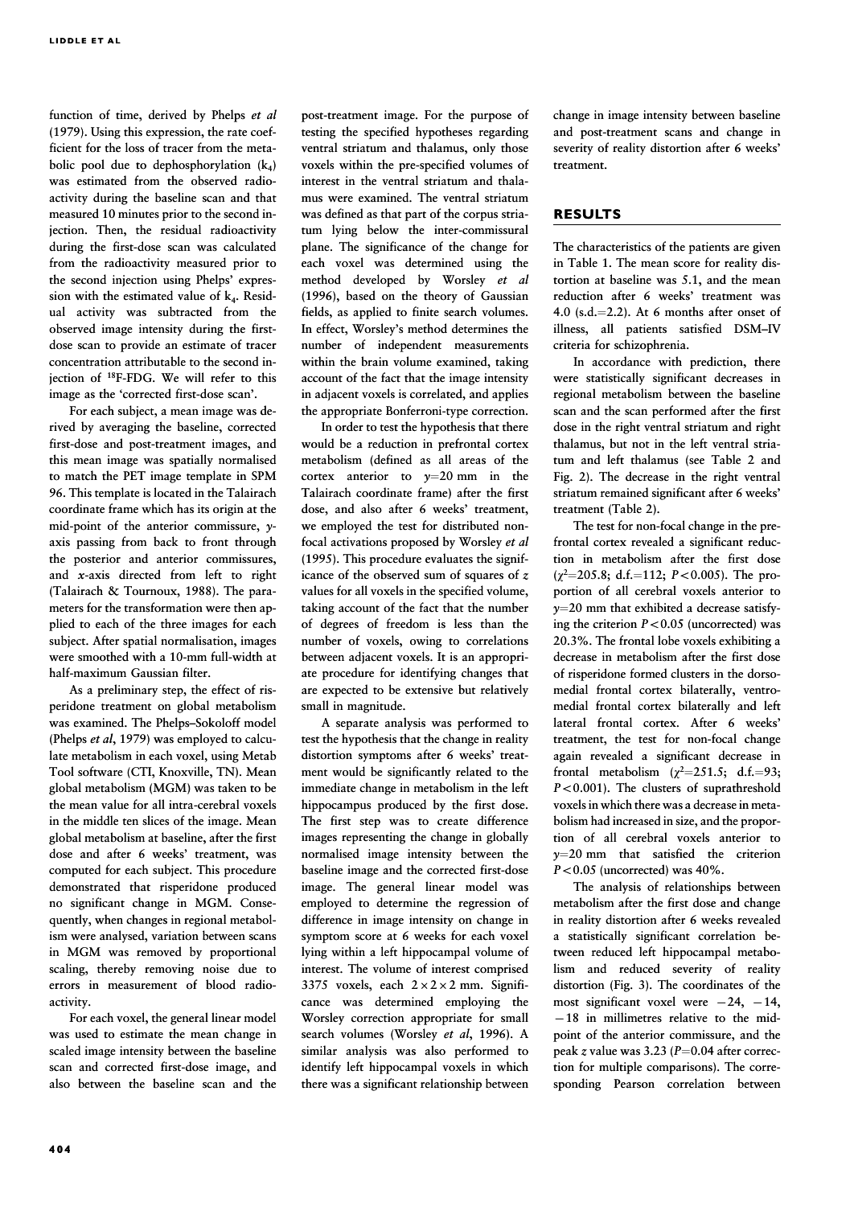function of time, derived by Phelps *et al* (1979). Using this expression, the rate coefficient for the loss of tracer from the metabolic pool due to dephosphorylation ($k_4$) was estimated from the observed radioactivity during the baseline scan and that measured 10 minutes prior to the second injection. Then, the residual radioactivity during the first-dose scan was calculated from the radioactivity measured prior to the second injection using Phelps' expression with the estimated value of $k_4$. Residual activity was subtracted from the observed image intensity during the first-dose scan to provide an estimate of tracer concentration attributable to the second injection of $^{18}$F-FDG. We will refer to this image as the 'corrected first-dose scan'.

For each subject, a mean image was derived by averaging the baseline, corrected first-dose and post-treatment images, and this mean image was spatially normalised to match the PET image template in SPM 96. This template is located in the Talairach coordinate frame which has its origin at the mid-point of the anterior commissure, $y$-axis passing from back to front through the posterior and anterior commissures, and $x$-axis directed from left to right (Talairach & Tournoux, 1988). The parameters for the transformation were then applied to each of the three images for each subject. After spatial normalisation, images were smoothed with a 10-mm full-width at half-maximum Gaussian filter.

As a preliminary step, the effect of risperidone treatment on global metabolism was examined. The Phelps–Sokoloff model (Phelps *et al*, 1979) was employed to calculate metabolism in each voxel, using Metab Tool software (CTI, Knoxville, TN). Mean global metabolism (MGM) was taken to be the mean value for all intra-cerebral voxels in the middle ten slices of the image. Mean global metabolism at baseline, after the first dose and after 6 weeks' treatment, was computed for each subject. This procedure demonstrated that risperidone produced no significant change in MGM. Consequently, when changes in regional metabolism were analysed, variation between scans in MGM was removed by proportional scaling, thereby removing noise due to errors in measurement of blood radioactivity.

For each voxel, the general linear model was used to estimate the mean change in scaled image intensity between the baseline scan and corrected first-dose image, and also between the baseline scan and the post-treatment image. For the purpose of testing the specified hypotheses regarding ventral striatum and thalamus, only those voxels within the pre-specified volumes of interest in the ventral striatum and thalamus were examined. The ventral striatum was defined as that part of the corpus striatum lying below the inter-commissural plane. The significance of the change for each voxel was determined using the method developed by Worsley *et al* (1996), based on the theory of Gaussian fields, as applied to finite search volumes. In effect, Worsley's method determines the number of independent measurements within the brain volume examined, taking account of the fact that the image intensity in adjacent voxels is correlated, and applies the appropriate Bonferroni-type correction.

In order to test the hypothesis that there would be a reduction in prefrontal cortex metabolism (defined as all areas of the cortex anterior to $y$=20 mm in the Talairach coordinate frame) after the first dose, and also after 6 weeks' treatment, we employed the test for distributed non-focal activations proposed by Worsley *et al* (1995). This procedure evaluates the significance of the observed sum of squares of $z$ values for all voxels in the specified volume, taking account of the fact that the number of degrees of freedom is less than the number of voxels, owing to correlations between adjacent voxels. It is an appropriate procedure for identifying changes that are expected to be extensive but relatively small in magnitude.

A separate analysis was performed to test the hypothesis that the change in reality distortion symptoms after 6 weeks' treatment would be significantly related to the immediate change in metabolism in the left hippocampus produced by the first dose. The first step was to create difference images representing the change in globally normalised image intensity between the baseline image and the corrected first-dose image. The general linear model was employed to determine the regression of difference in image intensity on change in symptom score at 6 weeks for each voxel lying within a left hippocampal volume of interest. The volume of interest comprised 3375 voxels, each $2\times2\times2$ mm. Significance was determined employing the Worsley correction appropriate for small search volumes (Worsley *et al*, 1996). A similar analysis was also performed to identify left hippocampal voxels in which there was a significant relationship between change in image intensity between baseline and post-treatment scans and change in severity of reality distortion after 6 weeks' treatment.

## RESULTS

The characteristics of the patients are given in Table 1. The mean score for reality distortion at baseline was 5.1, and the mean reduction after 6 weeks' treatment was 4.0 (s.d.=2.2). At 6 months after onset of illness, all patients satisfied DSM–IV criteria for schizophrenia.

In accordance with prediction, there were statistically significant decreases in regional metabolism between the baseline scan and the scan performed after the first dose in the right ventral striatum and right thalamus, but not in the left ventral striatum and left thalamus (see Table 2 and Fig. 2). The decrease in the right ventral striatum remained significant after 6 weeks' treatment (Table 2).

The test for non-focal change in the prefrontal cortex revealed a significant reduction in metabolism after the first dose ($\chi^2$=205.8; d.f.=112; $P<0.005$). The proportion of all cerebral voxels anterior to $y$=20 mm that exhibited a decrease satisfying the criterion $P<0.05$ (uncorrected) was 20.3%. The frontal lobe voxels exhibiting a decrease in metabolism after the first dose of risperidone formed clusters in the dorsomedial frontal cortex bilaterally, ventromedial frontal cortex bilaterally and left lateral frontal cortex. After 6 weeks' treatment, the test for non-focal change again revealed a significant decrease in frontal metabolism ($\chi^2$=251.5; d.f.=93; $P<0.001$). The clusters of suprathreshold voxels in which there was a decrease in metabolism had increased in size, and the proportion of all cerebral voxels anterior to $y$=20 mm that satisfied the criterion $P<0.05$ (uncorrected) was 40%.

The analysis of relationships between metabolism after the first dose and change in reality distortion after 6 weeks revealed a statistically significant correlation between reduced left hippocampal metabolism and reduced severity of reality distortion (Fig. 3). The coordinates of the most significant voxel were −24, −14, −18 in millimetres relative to the mid-point of the anterior commissure, and the peak $z$ value was 3.23 ($P$=0.04 after correction for multiple comparisons). The corresponding Pearson correlation between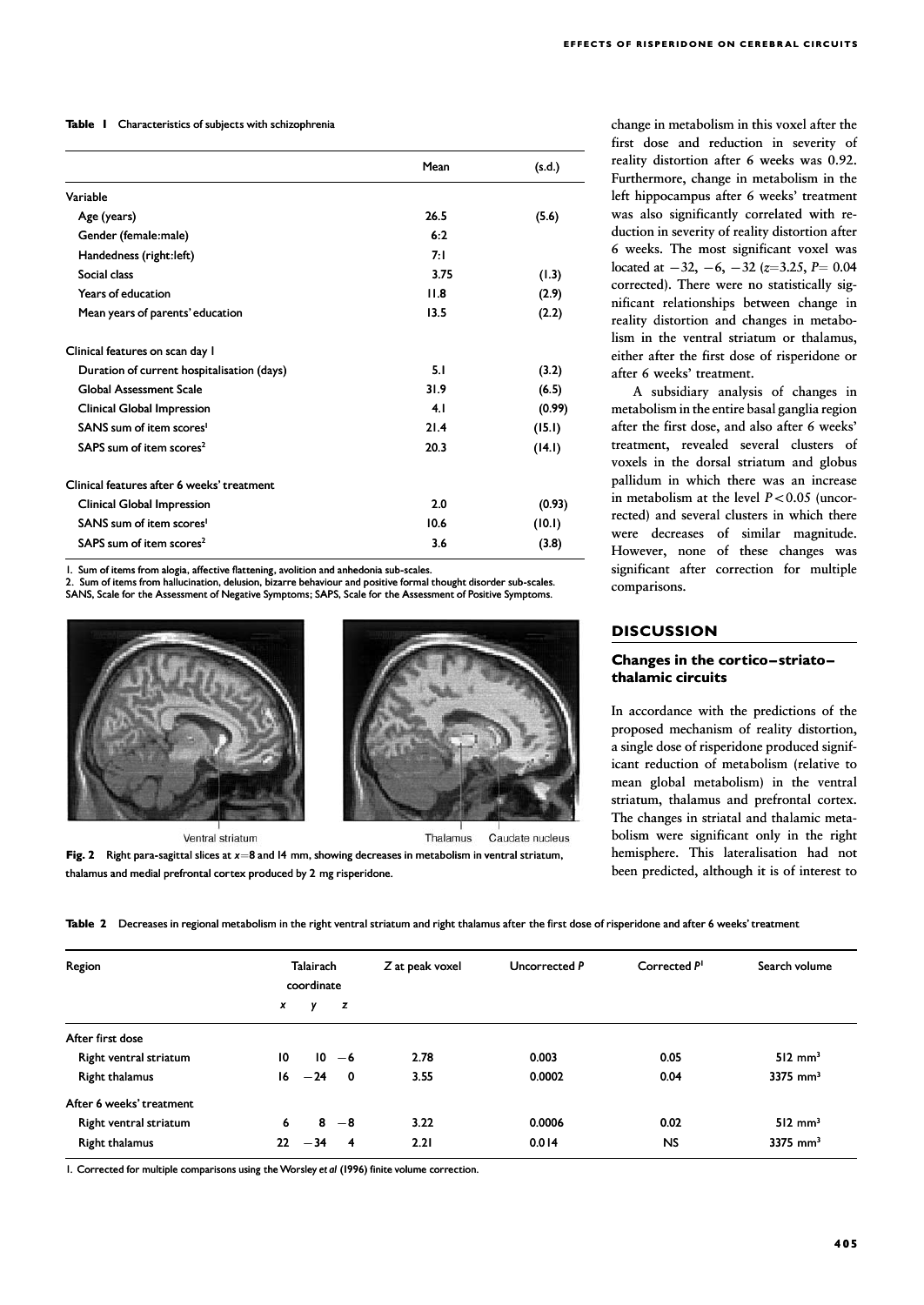**Table 1** Characteristics of subjects with schizophrenia

| | Mean | (s.d.) |
|---|---|---|
| Variable | | |
| Age (years) | 26.5 | (5.6) |
| Gender (female:male) | 6:2 | |
| Handedness (right:left) | 7:1 | |
| Social class | 3.75 | (1.3) |
| Years of education | 11.8 | (2.9) |
| Mean years of parents' education | 13.5 | (2.2) |
| Clinical features on scan day 1 | | |
| Duration of current hospitalisation (days) | 5.1 | (3.2) |
| Global Assessment Scale | 31.9 | (6.5) |
| Clinical Global Impression | 4.1 | (0.99) |
| SANS sum of item scores[1] | 21.4 | (15.1) |
| SAPS sum of item scores[2] | 20.3 | (14.1) |
| Clinical features after 6 weeks' treatment | | |
| Clinical Global Impression | 2.0 | (0.93) |
| SANS sum of item scores[1] | 10.6 | (10.1) |
| SAPS sum of item scores[2] | 3.6 | (3.8) |

1. Sum of items from alogia, affective flattening, avolition and anhedonia sub-scales.
2. Sum of items from hallucination, delusion, bizarre behaviour and positive formal thought disorder sub-scales.
SANS, Scale for the Assessment of Negative Symptoms; SAPS, Scale for the Assessment of Positive Symptoms.

Ventral striatum — Thalamus — Caudate nucleus

**Fig. 2** Right para-sagittal slices at $x$=8 and 14 mm, showing decreases in metabolism in ventral striatum, thalamus and medial prefrontal cortex produced by 2 mg risperidone.

change in metabolism in this voxel after the first dose and reduction in severity of reality distortion after 6 weeks was 0.92. Furthermore, change in metabolism in the left hippocampus after 6 weeks' treatment was also significantly correlated with reduction in severity of reality distortion after 6 weeks. The most significant voxel was located at −32, −6, −32 ($z$=3.25, $P$= 0.04 corrected). There were no statistically significant relationships between change in reality distortion and changes in metabolism in the ventral striatum or thalamus, either after the first dose of risperidone or after 6 weeks' treatment.

A subsidiary analysis of changes in metabolism in the entire basal ganglia region after the first dose, and also after 6 weeks' treatment, revealed several clusters of voxels in the dorsal striatum and globus pallidum in which there was an increase in metabolism at the level $P<0.05$ (uncorrected) and several clusters in which there were decreases of similar magnitude. However, none of these changes was significant after correction for multiple comparisons.

## DISCUSSION

### Changes in the cortico–striato–thalamic circuits

In accordance with the predictions of the proposed mechanism of reality distortion, a single dose of risperidone produced significant reduction of metabolism (relative to mean global metabolism) in the ventral striatum, thalamus and prefrontal cortex. The changes in striatal and thalamic metabolism were significant only in the right hemisphere. This lateralisation had not been predicted, although it is of interest to

**Table 2** Decreases in regional metabolism in the right ventral striatum and right thalamus after the first dose of risperidone and after 6 weeks' treatment

| Region | Talairach coordinate | | | Z at peak voxel | Uncorrected P | Corrected P[1] | Search volume |
|---|---|---|---|---|---|---|---|
| | x | y | z | | | | |
| After first dose | | | | | | | |
| Right ventral striatum | 10 | 10 | −6 | 2.78 | 0.003 | 0.05 | 512 mm³ |
| Right thalamus | 16 | −24 | 0 | 3.55 | 0.0002 | 0.04 | 3375 mm³ |
| After 6 weeks' treatment | | | | | | | |
| Right ventral striatum | 6 | 8 | −8 | 3.22 | 0.0006 | 0.02 | 512 mm³ |
| Right thalamus | 22 | −34 | 4 | 2.21 | 0.014 | NS | 3375 mm³ |

1. Corrected for multiple comparisons using the Worsley *et al* (1996) finite volume correction.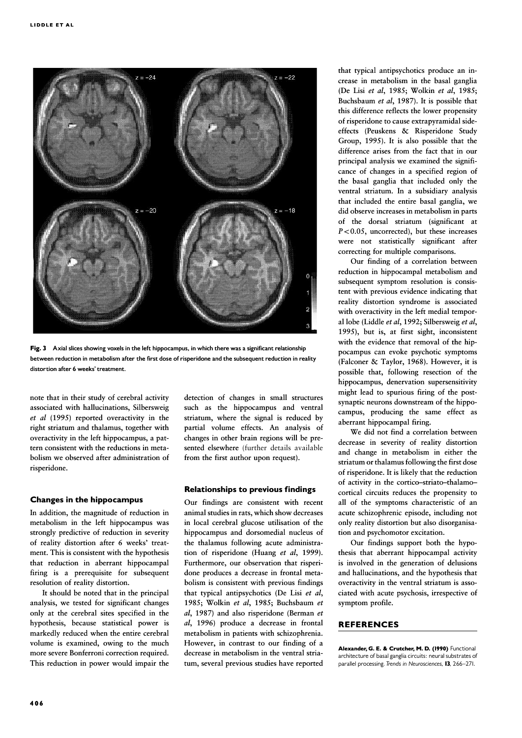Fig. 3 Axial slices showing voxels in the left hippocampus, in which there was a significant relationship between reduction in metabolism after the first dose of risperidone and the subsequent reduction in reality distortion after 6 weeks' treatment.

note that in their study of cerebral activity associated with hallucinations, Silbersweig *et al* (1995) reported overactivity in the right striatum and thalamus, together with overactivity in the left hippocampus, a pattern consistent with the reductions in metabolism we observed after administration of risperidone.

### Changes in the hippocampus

In addition, the magnitude of reduction in metabolism in the left hippocampus was strongly predictive of reduction in severity of reality distortion after 6 weeks' treatment. This is consistent with the hypothesis that reduction in aberrant hippocampal firing is a prerequisite for subsequent resolution of reality distortion.

It should be noted that in the principal analysis, we tested for significant changes only at the cerebral sites specified in the hypothesis, because statistical power is markedly reduced when the entire cerebral volume is examined, owing to the much more severe Bonferroni correction required. This reduction in power would impair the detection of changes in small structures such as the hippocampus and ventral striatum, where the signal is reduced by partial volume effects. An analysis of changes in other brain regions will be presented elsewhere (further details available from the first author upon request).

### Relationships to previous findings

Our findings are consistent with recent animal studies in rats, which show decreases in local cerebral glucose utilisation of the hippocampus and dorsomedial nucleus of the thalamus following acute administration of risperidone (Huang *et al*, 1999). Furthermore, our observation that risperidone produces a decrease in frontal metabolism is consistent with previous findings that typical antipsychotics (De Lisi *et al*, 1985; Wolkin *et al*, 1985; Buchsbaum *et al*, 1987) and also risperidone (Berman *et al*, 1996) produce a decrease in frontal metabolism in patients with schizophrenia. However, in contrast to our finding of a decrease in metabolism in the ventral striatum, several previous studies have reported that typical antipsychotics produce an increase in metabolism in the basal ganglia (De Lisi *et al*, 1985; Wolkin *et al*, 1985; Buchsbaum *et al*, 1987). It is possible that this difference reflects the lower propensity of risperidone to cause extrapyramidal side-effects (Peuskens & Risperidone Study Group, 1995). It is also possible that the difference arises from the fact that in our principal analysis we examined the significance of changes in a specified region of the basal ganglia that included only the ventral striatum. In a subsidiary analysis that included the entire basal ganglia, we did observe increases in metabolism in parts of the dorsal striatum (significant at $P<0.05$, uncorrected), but these increases were not statistically significant after correcting for multiple comparisons.

Our finding of a correlation between reduction in hippocampal metabolism and subsequent symptom resolution is consistent with previous evidence indicating that reality distortion syndrome is associated with overactivity in the left medial temporal lobe (Liddle *et al*, 1992; Silbersweig *et al*, 1995), but is, at first sight, inconsistent with the evidence that removal of the hippocampus can evoke psychotic symptoms (Falconer & Taylor, 1968). However, it is possible that, following resection of the hippocampus, denervation supersensitivity might lead to spurious firing of the post-synaptic neurons downstream of the hippocampus, producing the same effect as aberrant hippocampal firing.

We did not find a correlation between decrease in severity of reality distortion and change in metabolism in either the striatum or thalamus following the first dose of risperidone. It is likely that the reduction of activity in the cortico–striato–thalamo–cortical circuits reduces the propensity to all of the symptoms characteristic of an acute schizophrenic episode, including not only reality distortion but also disorganisation and psychomotor excitation.

Our findings support both the hypothesis that aberrant hippocampal activity is involved in the generation of delusions and hallucinations, and the hypothesis that overactivity in the ventral striatum is associated with acute psychosis, irrespective of symptom profile.

## REFERENCES

**Alexander, G. E. & Crutcher, M. D. (1990)** Functional architecture of basal ganglia circuits: neural substrates of parallel processing. *Trends in Neurosciences*, **13**, 266–271.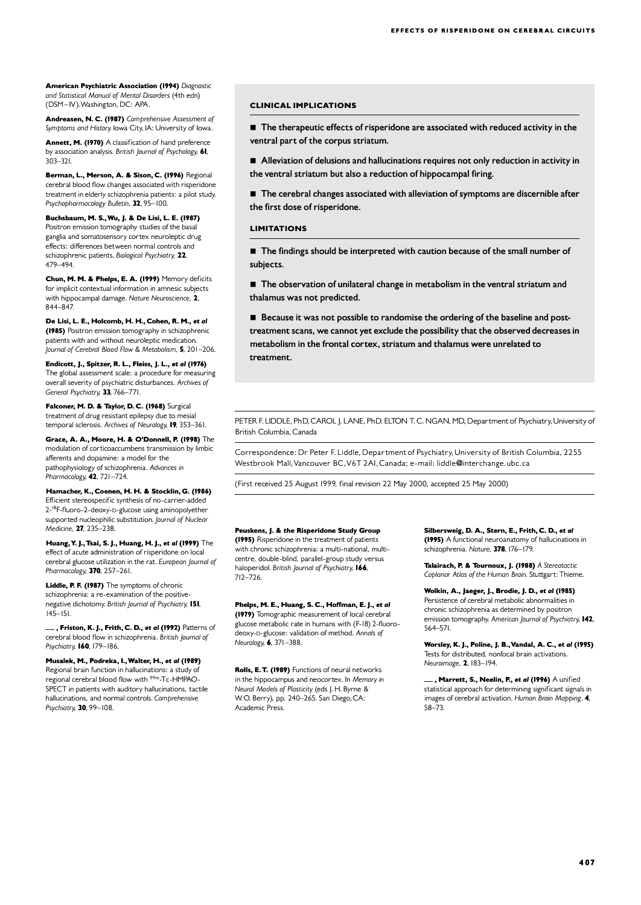**American Psychiatric Association (1994)** *Diagnostic and Statistical Manual of Mental Disorders* (4th edn) (DSM–IV). Washington, DC: APA.

**Andreasen, N. C. (1987)** *Comprehensive Assessment of Symptoms and History.* Iowa City, IA: University of Iowa.

**Annett, M. (1970)** A classification of hand preference by association analysis. *British Journal of Psychology,* **61**, 303–321.

**Berman, L., Merson, A. & Sison, C. (1996)** Regional cerebral blood flow changes associated with risperidone treatment in elderly schizophrenia patients: a pilot study. *Psychopharmacology Bulletin*, **32**, 95–100.

**Buchsbaum, M. S., Wu, J. & De Lisi, L. E. (1987)** Positron emission tomography studies of the basal ganglia and somatosensory cortex neuroleptic drug effects: differences between normal controls and schizophrenic patients. *Biological Psychiatry,* **22**, 479–494.

**Chun, M. M. & Phelps, E. A. (1999)** Memory deficits for implicit contextual information in amnesic subjects with hippocampal damage. *Nature Neuroscience*, **2**, 844–847.

**De Lisi, L. E., Holcomb, H. H., Cohen, R. M., *et al* (1985)** Positron emission tomography in schizophrenic patients with and without neuroleptic medication. *Journal of Cerebral Blood Flow & Metabolism*, **5**, 201–206.

**Endicott, J., Spitzer, R. L., Fleiss, J. L., *et al* (1976)** The global assessment scale: a procedure for measuring overall severity of psychiatric disturbances. *Archives of General Psychiatry,* **33**, 766–771.

**Falconer, M. D. & Taylor, D. C. (1968)** Surgical treatment of drug resistant epilepsy due to mesial temporal sclerosis. *Archives of Neurology,* **19**, 353–361.

**Grace, A. A., Moore, H. & O'Donnell, P. (1998)** The modulation of corticoaccumbens transmission by limbic afferents and dopamine: a model for the pathophysiology of schizophrenia. *Advances in Pharmacology,* **42**, 721–724.

**Hamacher, K., Coenen, H. H. & Stocklin, G. (1986)** Efficient stereospecific synthesis of no-carrier-added 2-$^{18}$F-fluoro-2-deoxy-D-glucose using aminopolyether supported nucleophilic substitution. *Journal of Nuclear Medicine*, **27**, 235–238.

**Huang, Y. J., Tsai, S. J., Huang, H. J., *et al* (1999)** The effect of acute administration of risperidone on local cerebral glucose utilization in the rat. *European Journal of Pharmacology,* **370**, 257–261.

**Liddle, P. F. (1987)** The symptoms of chronic schizophrenia: a re-examination of the positive-negative dichotomy. *British Journal of Psychiatry,* **151**, 145–151.

**—, Friston, K. J., Frith, C. D., *et al* (1992)** Patterns of cerebral blood flow in schizophrenia. *British Journal of Psychiatry,* **160**, 179–186.

**Musalek, M., Podreka, I., Walter, H., *et al* (1989)** Regional brain function in hallucinations: a study of regional cerebral blood flow with $^{99m}$-Tc-HMPAO-SPECT in patients with auditory hallucinations, tactile hallucinations, and normal controls. *Comprehensive Psychiatry,* **30**, 99–108.

**Peuskens, J. & the Risperidone Study Group (1995)** Risperidone in the treatment of patients with chronic schizophrenia: a multi-national, multi-centre, double-blind, parallel-group study versus haloperidol. *British Journal of Psychiatry,* **166**, 712–726.

**Phelps, M. E., Huang, S. C., Hoffman, E. J., *et al* (1979)** Tomographic measurement of local cerebral glucose metabolic rate in humans with (F-18) 2-fluoro-deoxy-D-glucose: validation of method. *Annals of Neurology,* **6**, 371–388.

**Rolls, E. T. (1989)** Functions of neural networks in the hippocampus and neocortex. In *Memory in Neural Models of Plasticity* (eds J. H. Byrne & W. O. Berry), pp. 240–265. San Diego, CA: Academic Press.

**Silbersweig, D. A., Stern, E., Frith, C. D., *et al* (1995)** A functional neuroanatomy of hallucinations in schizophrenia. *Nature*, **378**, 176–179.

**Talairach, P. & Tournoux, J. (1988)** *A Stereotactic Coplanar Atlas of the Human Brain.* Stuttgart: Thieme.

**Wolkin, A., Jaeger, J., Brodie, J. D., *et al* (1985)** Persistence of cerebral metabolic abnormalities in chronic schizophrenia as determined by positron emission tomography. *American Journal of Psychiatry,* **142**, 564–571.

**Worsley, K. J., Poline, J. B., Vandal, A. C., *et al* (1995)** Tests for distributed, nonfocal brain activations. *Neuroimage,* **2**, 183–194.

**—, Marrett, S., Neelin, P., *et al* (1996)** A unified statistical approach for determining significant signals in images of cerebral activation. *Human Brain Mapping*, **4**, 58–73.

#### CLINICAL IMPLICATIONS

- **The therapeutic effects of risperidone are associated with reduced activity in the ventral part of the corpus striatum.**
- **Alleviation of delusions and hallucinations requires not only reduction in activity in the ventral striatum but also a reduction of hippocampal firing.**
- **The cerebral changes associated with alleviation of symptoms are discernible after the first dose of risperidone.**

#### LIMITATIONS

- **The findings should be interpreted with caution because of the small number of subjects.**
- **The observation of unilateral change in metabolism in the ventral striatum and thalamus was not predicted.**
- **Because it was not possible to randomise the ordering of the baseline and post-treatment scans, we cannot yet exclude the possibility that the observed decreases in metabolism in the frontal cortex, striatum and thalamus were unrelated to treatment.**

PETER F. LIDDLE, PhD, CAROL J. LANE, PhD, ELTON T. C. NGAN, MD, Department of Psychiatry, University of British Columbia, Canada

Correspondence: Dr Peter F. Liddle, Department of Psychiatry, University of British Columbia, 2255 Westbrook Mall, Vancouver BC, V6T 2A1, Canada; e-mail: liddle@interchange.ubc.ca

(First received 25 August 1999, final revision 22 May 2000, accepted 25 May 2000)